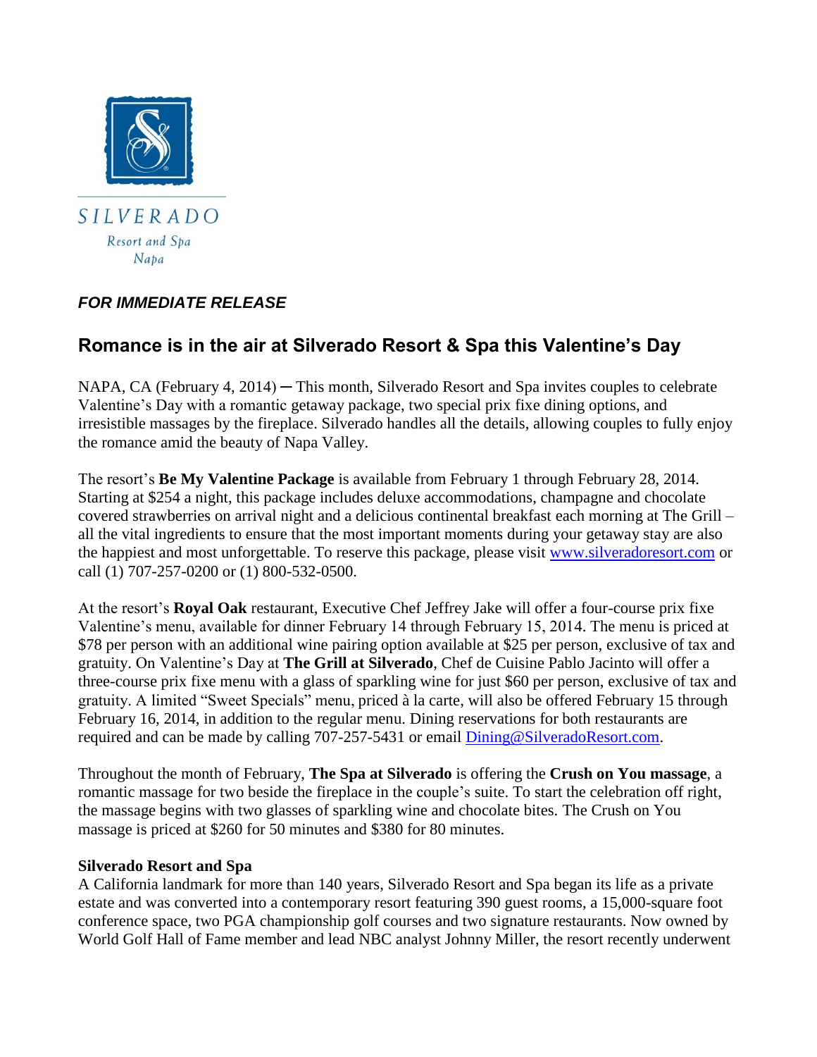SILVERADO

Resort and Spa

Napa

***FOR IMMEDIATE RELEASE***

## Romance is in the air at Silverado Resort & Spa this Valentine's Day

NAPA, CA (February 4, 2014) ─ This month, Silverado Resort and Spa invites couples to celebrate Valentine's Day with a romantic getaway package, two special prix fixe dining options, and irresistible massages by the fireplace. Silverado handles all the details, allowing couples to fully enjoy the romance amid the beauty of Napa Valley.

The resort's **Be My Valentine Package** is available from February 1 through February 28, 2014. Starting at $254 a night, this package includes deluxe accommodations, champagne and chocolate covered strawberries on arrival night and a delicious continental breakfast each morning at The Grill – all the vital ingredients to ensure that the most important moments during your getaway stay are also the happiest and most unforgettable. To reserve this package, please visit www.silveradoresort.com or call (1) 707-257-0200 or (1) 800-532-0500.

At the resort's **Royal Oak** restaurant, Executive Chef Jeffrey Jake will offer a four-course prix fixe Valentine's menu, available for dinner February 14 through February 15, 2014. The menu is priced at $78 per person with an additional wine pairing option available at $25 per person, exclusive of tax and gratuity. On Valentine's Day at **The Grill at Silverado**, Chef de Cuisine Pablo Jacinto will offer a three-course prix fixe menu with a glass of sparkling wine for just $60 per person, exclusive of tax and gratuity. A limited "Sweet Specials" menu, priced à la carte, will also be offered February 15 through February 16, 2014, in addition to the regular menu. Dining reservations for both restaurants are required and can be made by calling 707-257-5431 or email Dining@SilveradoResort.com.

Throughout the month of February, **The Spa at Silverado** is offering the **Crush on You massage**, a romantic massage for two beside the fireplace in the couple's suite. To start the celebration off right, the massage begins with two glasses of sparkling wine and chocolate bites. The Crush on You massage is priced at $260 for 50 minutes and $380 for 80 minutes.

**Silverado Resort and Spa**

A California landmark for more than 140 years, Silverado Resort and Spa began its life as a private estate and was converted into a contemporary resort featuring 390 guest rooms, a 15,000-square foot conference space, two PGA championship golf courses and two signature restaurants. Now owned by World Golf Hall of Fame member and lead NBC analyst Johnny Miller, the resort recently underwent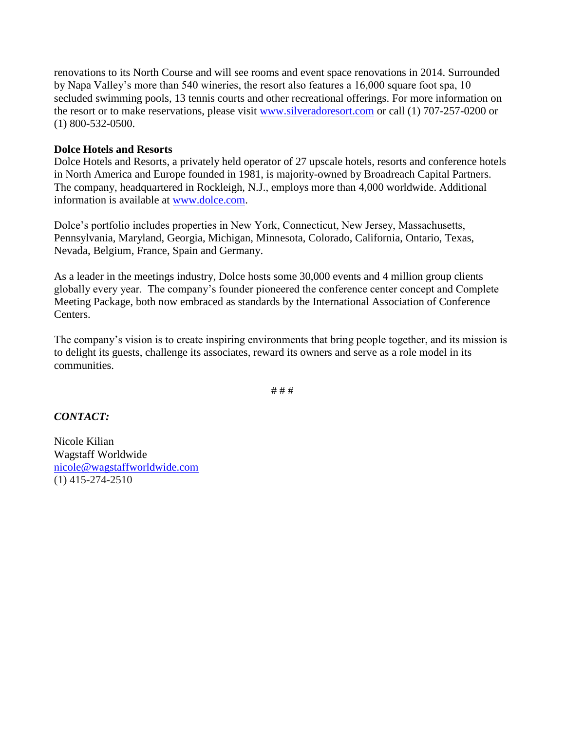renovations to its North Course and will see rooms and event space renovations in 2014. Surrounded by Napa Valley's more than 540 wineries, the resort also features a 16,000 square foot spa, 10 secluded swimming pools, 13 tennis courts and other recreational offerings. For more information on the resort or to make reservations, please visit www.silveradoresort.com or call (1) 707-257-0200 or (1) 800-532-0500.

**Dolce Hotels and Resorts**

Dolce Hotels and Resorts, a privately held operator of 27 upscale hotels, resorts and conference hotels in North America and Europe founded in 1981, is majority-owned by Broadreach Capital Partners. The company, headquartered in Rockleigh, N.J., employs more than 4,000 worldwide. Additional information is available at www.dolce.com.

Dolce's portfolio includes properties in New York, Connecticut, New Jersey, Massachusetts, Pennsylvania, Maryland, Georgia, Michigan, Minnesota, Colorado, California, Ontario, Texas, Nevada, Belgium, France, Spain and Germany.

As a leader in the meetings industry, Dolce hosts some 30,000 events and 4 million group clients globally every year. The company's founder pioneered the conference center concept and Complete Meeting Package, both now embraced as standards by the International Association of Conference Centers.

The company's vision is to create inspiring environments that bring people together, and its mission is to delight its guests, challenge its associates, reward its owners and serve as a role model in its communities.

# # #

***CONTACT:***

Nicole Kilian
Wagstaff Worldwide
nicole@wagstaffworldwide.com
(1) 415-274-2510